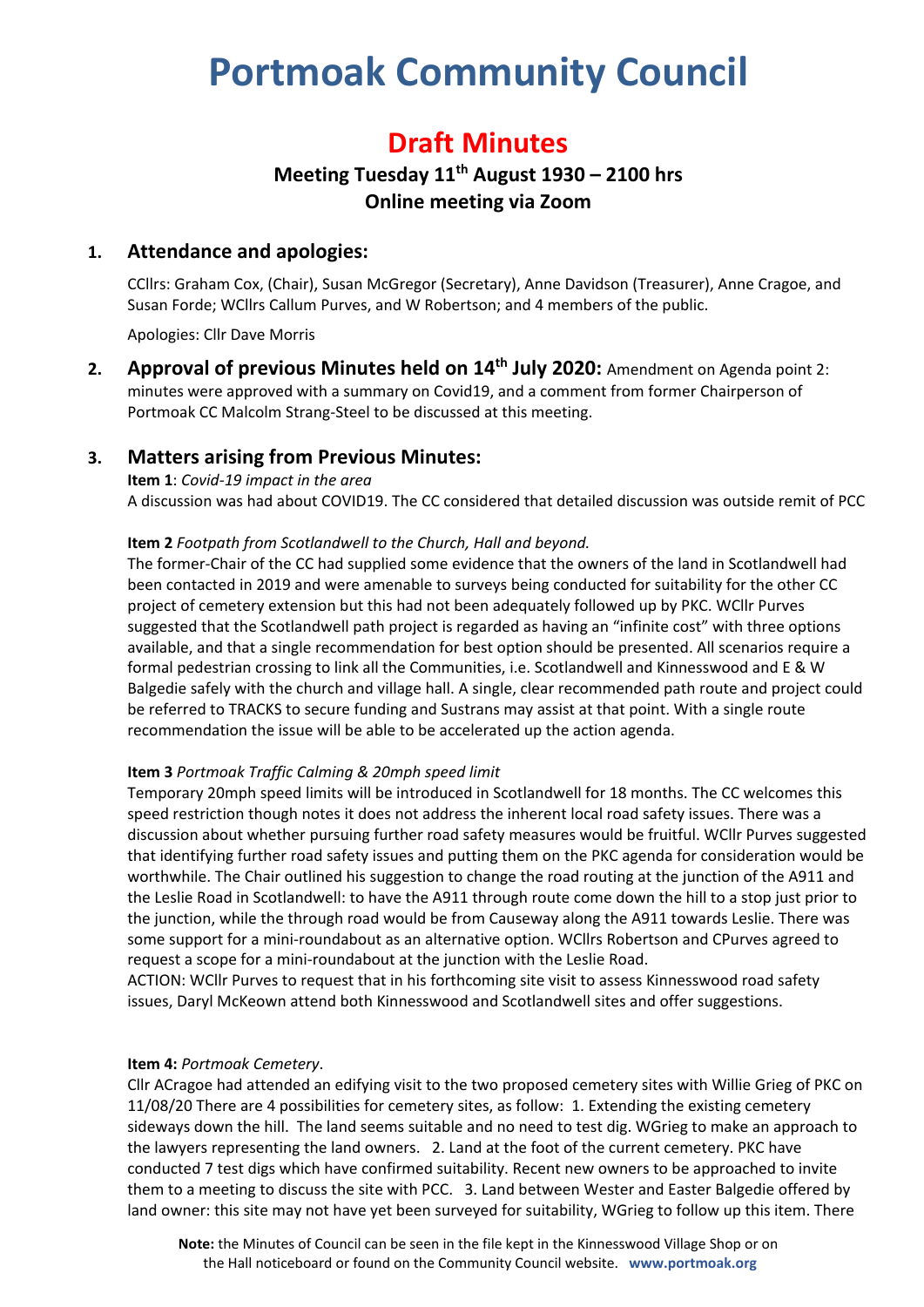# Portmoak Community Council

## Draft Minutes

### Meeting Tuesday 11th August 1930 – 2100 hrs
### Online meeting via Zoom

## 1. Attendance and apologies:

CCllrs: Graham Cox, (Chair), Susan McGregor (Secretary), Anne Davidson (Treasurer), Anne Cragoe, and Susan Forde; WCllrs Callum Purves, and W Robertson; and 4 members of the public.

Apologies: Cllr Dave Morris

## 2. Approval of previous Minutes held on 14th July 2020:

Amendment on Agenda point 2: minutes were approved with a summary on Covid19, and a comment from former Chairperson of Portmoak CC Malcolm Strang-Steel to be discussed at this meeting.

## 3. Matters arising from Previous Minutes:

**Item 1**: *Covid-19 impact in the area*

A discussion was had about COVID19. The CC considered that detailed discussion was outside remit of PCC

**Item 2** *Footpath from Scotlandwell to the Church, Hall and beyond.*

The former-Chair of the CC had supplied some evidence that the owners of the land in Scotlandwell had been contacted in 2019 and were amenable to surveys being conducted for suitability for the other CC project of cemetery extension but this had not been adequately followed up by PKC. WCllr Purves suggested that the Scotlandwell path project is regarded as having an "infinite cost" with three options available, and that a single recommendation for best option should be presented. All scenarios require a formal pedestrian crossing to link all the Communities, i.e. Scotlandwell and Kinnesswood and E & W Balgedie safely with the church and village hall. A single, clear recommended path route and project could be referred to TRACKS to secure funding and Sustrans may assist at that point. With a single route recommendation the issue will be able to be accelerated up the action agenda.

**Item 3** *Portmoak Traffic Calming & 20mph speed limit*

Temporary 20mph speed limits will be introduced in Scotlandwell for 18 months. The CC welcomes this speed restriction though notes it does not address the inherent local road safety issues. There was a discussion about whether pursuing further road safety measures would be fruitful. WCllr Purves suggested that identifying further road safety issues and putting them on the PKC agenda for consideration would be worthwhile. The Chair outlined his suggestion to change the road routing at the junction of the A911 and the Leslie Road in Scotlandwell: to have the A911 through route come down the hill to a stop just prior to the junction, while the through road would be from Causeway along the A911 towards Leslie. There was some support for a mini-roundabout as an alternative option. WCllrs Robertson and CPurves agreed to request a scope for a mini-roundabout at the junction with the Leslie Road.

ACTION: WCllr Purves to request that in his forthcoming site visit to assess Kinnesswood road safety issues, Daryl McKeown attend both Kinnesswood and Scotlandwell sites and offer suggestions.

**Item 4:** *Portmoak Cemetery*.

Cllr ACragoe had attended an edifying visit to the two proposed cemetery sites with Willie Grieg of PKC on 11/08/20 There are 4 possibilities for cemetery sites, as follow: 1. Extending the existing cemetery sideways down the hill. The land seems suitable and no need to test dig. WGrieg to make an approach to the lawyers representing the land owners. 2. Land at the foot of the current cemetery. PKC have conducted 7 test digs which have confirmed suitability. Recent new owners to be approached to invite them to a meeting to discuss the site with PCC. 3. Land between Wester and Easter Balgedie offered by land owner: this site may not have yet been surveyed for suitability, WGrieg to follow up this item. There

**Note:** the Minutes of Council can be seen in the file kept in the Kinnesswood Village Shop or on the Hall noticeboard or found on the Community Council website. **www.portmoak.org**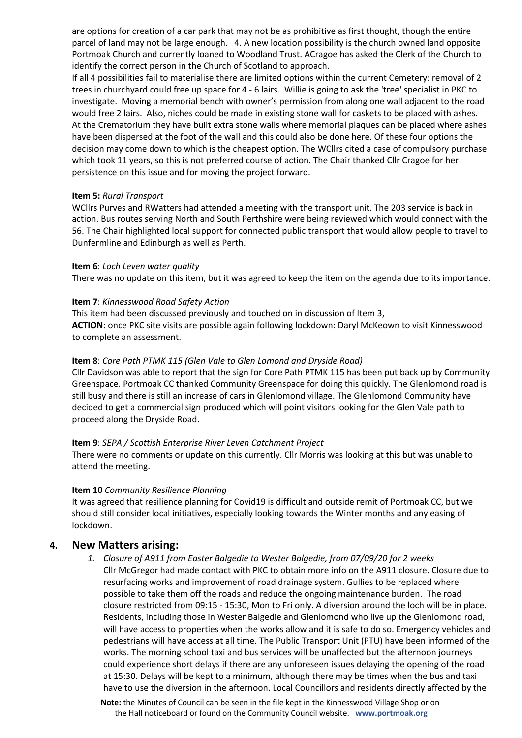are options for creation of a car park that may not be as prohibitive as first thought, though the entire parcel of land may not be large enough.  4. A new location possibility is the church owned land opposite Portmoak Church and currently loaned to Woodland Trust. ACragoe has asked the Clerk of the Church to identify the correct person in the Church of Scotland to approach.

If all 4 possibilities fail to materialise there are limited options within the current Cemetery: removal of 2 trees in churchyard could free up space for 4 - 6 lairs.  Willie is going to ask the 'tree' specialist in PKC to investigate.  Moving a memorial bench with owner's permission from along one wall adjacent to the road would free 2 lairs.  Also, niches could be made in existing stone wall for caskets to be placed with ashes. At the Crematorium they have built extra stone walls where memorial plaques can be placed where ashes have been dispersed at the foot of the wall and this could also be done here. Of these four options the decision may come down to which is the cheapest option. The WCllrs cited a case of compulsory purchase which took 11 years, so this is not preferred course of action. The Chair thanked Cllr Cragoe for her persistence on this issue and for moving the project forward.

**Item 5:** *Rural Transport*

WCllrs Purves and RWatters had attended a meeting with the transport unit. The 203 service is back in action. Bus routes serving North and South Perthshire were being reviewed which would connect with the 56. The Chair highlighted local support for connected public transport that would allow people to travel to Dunfermline and Edinburgh as well as Perth.

**Item 6**: *Loch Leven water quality*

There was no update on this item, but it was agreed to keep the item on the agenda due to its importance.

**Item 7**: *Kinnesswood Road Safety Action*

This item had been discussed previously and touched on in discussion of Item 3,

**ACTION:** once PKC site visits are possible again following lockdown: Daryl McKeown to visit Kinnesswood to complete an assessment.

**Item 8**: *Core Path PTMK 115 (Glen Vale to Glen Lomond and Dryside Road)*

Cllr Davidson was able to report that the sign for Core Path PTMK 115 has been put back up by Community Greenspace. Portmoak CC thanked Community Greenspace for doing this quickly. The Glenlomond road is still busy and there is still an increase of cars in Glenlomond village. The Glenlomond Community have decided to get a commercial sign produced which will point visitors looking for the Glen Vale path to proceed along the Dryside Road.

**Item 9**: *SEPA / Scottish Enterprise River Leven Catchment Project*

There were no comments or update on this currently. Cllr Morris was looking at this but was unable to attend the meeting.

**Item 10** *Community Resilience Planning*

It was agreed that resilience planning for Covid19 is difficult and outside remit of Portmoak CC, but we should still consider local initiatives, especially looking towards the Winter months and any easing of lockdown.

## 4. New Matters arising:

1. *Closure of A911 from Easter Balgedie to Wester Balgedie, from 07/09/20 for 2 weeks*

   Cllr McGregor had made contact with PKC to obtain more info on the A911 closure. Closure due to resurfacing works and improvement of road drainage system. Gullies to be replaced where possible to take them off the roads and reduce the ongoing maintenance burden.  The road closure restricted from 09:15 - 15:30, Mon to Fri only. A diversion around the loch will be in place. Residents, including those in Wester Balgedie and Glenlomond who live up the Glenlomond road, will have access to properties when the works allow and it is safe to do so. Emergency vehicles and pedestrians will have access at all time. The Public Transport Unit (PTU) have been informed of the works. The morning school taxi and bus services will be unaffected but the afternoon journeys could experience short delays if there are any unforeseen issues delaying the opening of the road at 15:30. Delays will be kept to a minimum, although there may be times when the bus and taxi have to use the diversion in the afternoon. Local Councillors and residents directly affected by the

**Note:** the Minutes of Council can be seen in the file kept in the Kinnesswood Village Shop or on the Hall noticeboard or found on the Community Council website. **www.portmoak.org**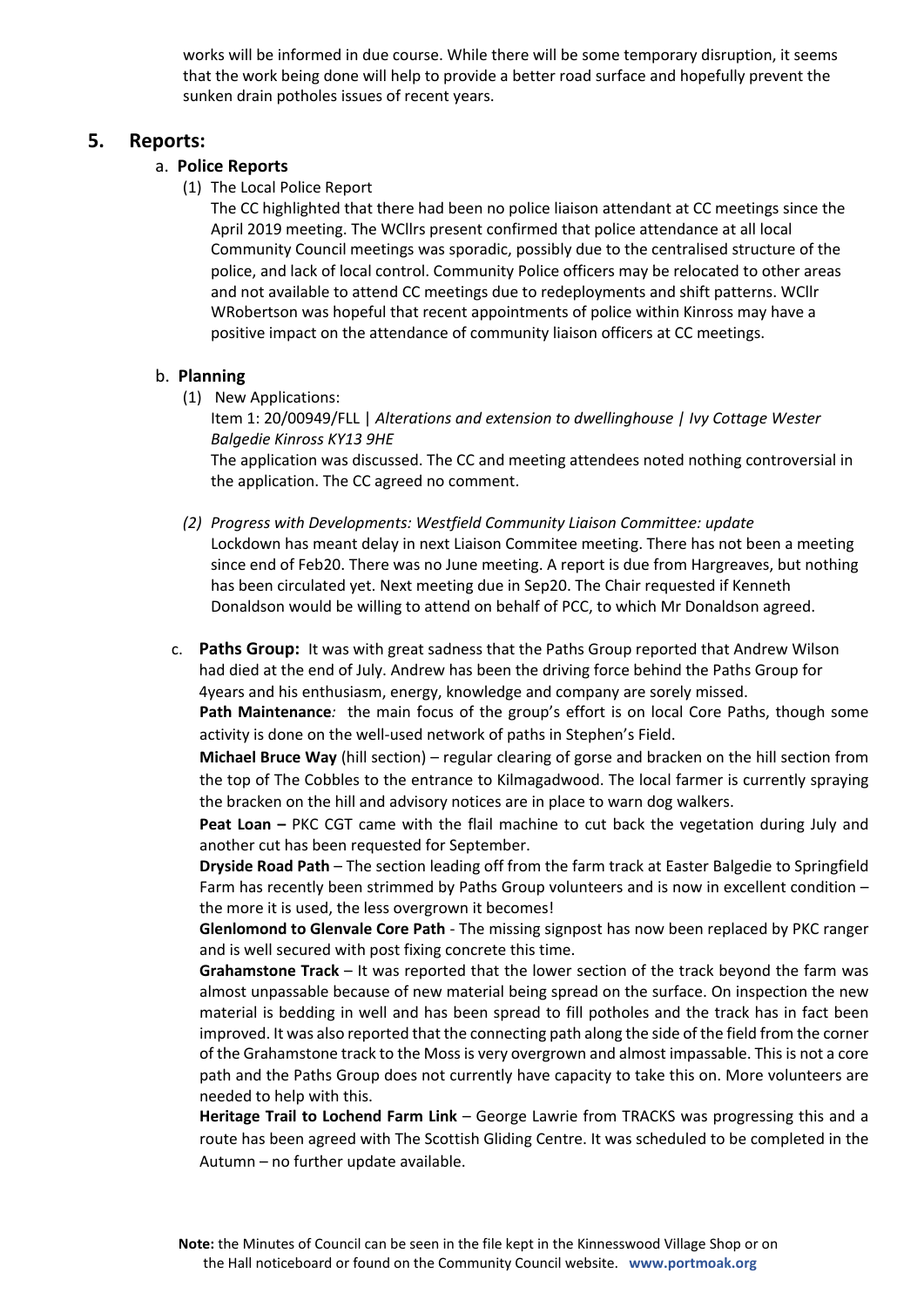works will be informed in due course. While there will be some temporary disruption, it seems that the work being done will help to provide a better road surface and hopefully prevent the sunken drain potholes issues of recent years.

## 5. Reports:

### a. Police Reports

(1) The Local Police Report

The CC highlighted that there had been no police liaison attendant at CC meetings since the April 2019 meeting. The WCllrs present confirmed that police attendance at all local Community Council meetings was sporadic, possibly due to the centralised structure of the police, and lack of local control. Community Police officers may be relocated to other areas and not available to attend CC meetings due to redeployments and shift patterns. WCllr WRobertson was hopeful that recent appointments of police within Kinross may have a positive impact on the attendance of community liaison officers at CC meetings.

### b. Planning

(1) New Applications:

Item 1: 20/00949/FLL | *Alterations and extension to dwellinghouse | Ivy Cottage Wester Balgedie Kinross KY13 9HE*

The application was discussed. The CC and meeting attendees noted nothing controversial in the application. The CC agreed no comment.

*(2) Progress with Developments: Westfield Community Liaison Committee: update*

Lockdown has meant delay in next Liaison Commitee meeting. There has not been a meeting since end of Feb20. There was no June meeting. A report is due from Hargreaves, but nothing has been circulated yet. Next meeting due in Sep20. The Chair requested if Kenneth Donaldson would be willing to attend on behalf of PCC, to which Mr Donaldson agreed.

c. **Paths Group:** It was with great sadness that the Paths Group reported that Andrew Wilson had died at the end of July. Andrew has been the driving force behind the Paths Group for 4years and his enthusiasm, energy, knowledge and company are sorely missed.

**Path Maintenance***:* the main focus of the group's effort is on local Core Paths, though some activity is done on the well-used network of paths in Stephen's Field.

**Michael Bruce Way** (hill section) – regular clearing of gorse and bracken on the hill section from the top of The Cobbles to the entrance to Kilmagadwood. The local farmer is currently spraying the bracken on the hill and advisory notices are in place to warn dog walkers.

**Peat Loan –** PKC CGT came with the flail machine to cut back the vegetation during July and another cut has been requested for September.

**Dryside Road Path** – The section leading off from the farm track at Easter Balgedie to Springfield Farm has recently been strimmed by Paths Group volunteers and is now in excellent condition – the more it is used, the less overgrown it becomes!

**Glenlomond to Glenvale Core Path** - The missing signpost has now been replaced by PKC ranger and is well secured with post fixing concrete this time.

**Grahamstone Track** – It was reported that the lower section of the track beyond the farm was almost unpassable because of new material being spread on the surface. On inspection the new material is bedding in well and has been spread to fill potholes and the track has in fact been improved. It was also reported that the connecting path along the side of the field from the corner of the Grahamstone track to the Moss is very overgrown and almost impassable. This is not a core path and the Paths Group does not currently have capacity to take this on. More volunteers are needed to help with this.

**Heritage Trail to Lochend Farm Link** – George Lawrie from TRACKS was progressing this and a route has been agreed with The Scottish Gliding Centre. It was scheduled to be completed in the Autumn – no further update available.

**Note:** the Minutes of Council can be seen in the file kept in the Kinnesswood Village Shop or on the Hall noticeboard or found on the Community Council website. **www.portmoak.org**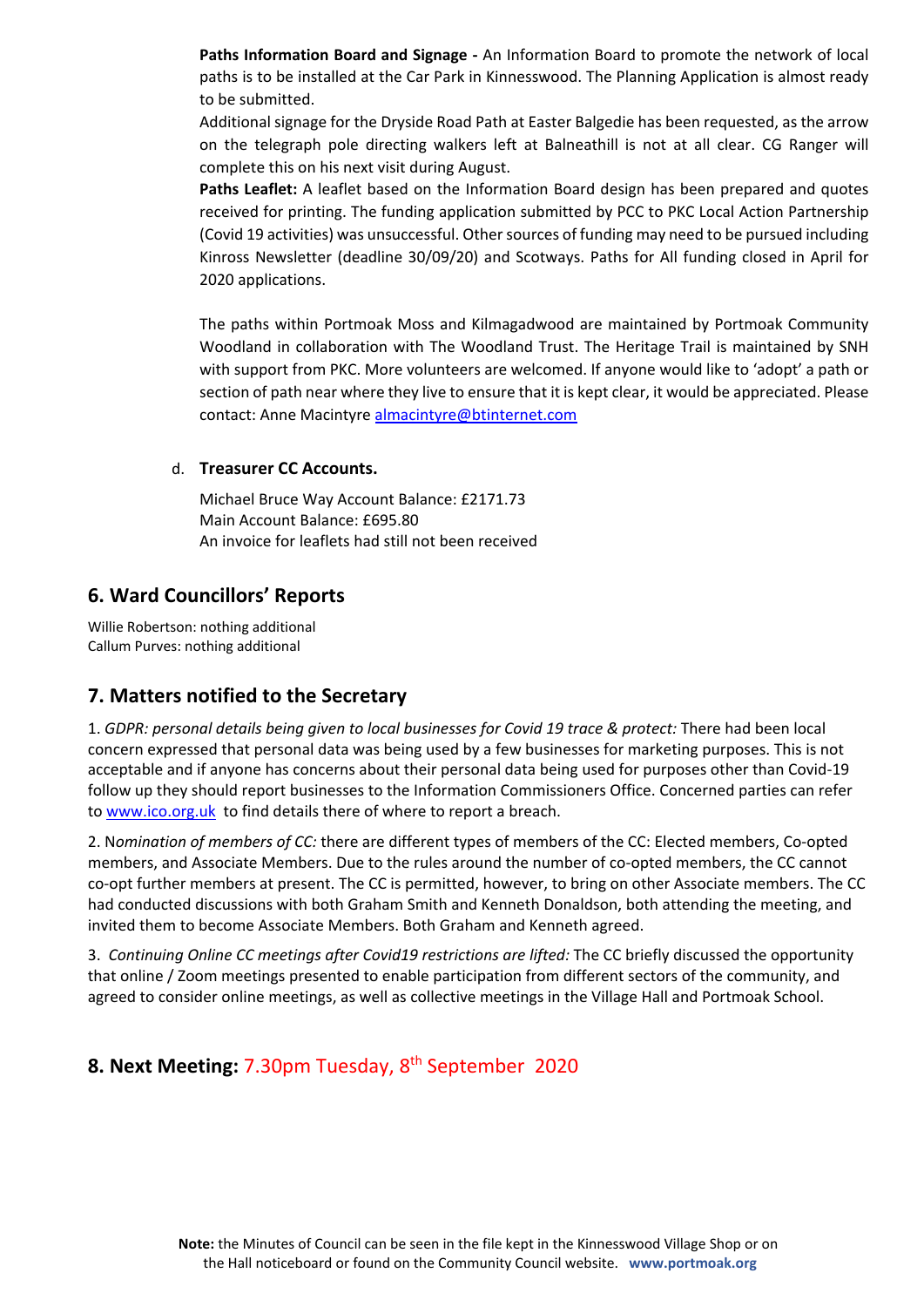**Paths Information Board and Signage -** An Information Board to promote the network of local paths is to be installed at the Car Park in Kinnesswood. The Planning Application is almost ready to be submitted.

Additional signage for the Dryside Road Path at Easter Balgedie has been requested, as the arrow on the telegraph pole directing walkers left at Balneathill is not at all clear. CG Ranger will complete this on his next visit during August.

**Paths Leaflet:** A leaflet based on the Information Board design has been prepared and quotes received for printing. The funding application submitted by PCC to PKC Local Action Partnership (Covid 19 activities) was unsuccessful. Other sources of funding may need to be pursued including Kinross Newsletter (deadline 30/09/20) and Scotways. Paths for All funding closed in April for 2020 applications.

The paths within Portmoak Moss and Kilmagadwood are maintained by Portmoak Community Woodland in collaboration with The Woodland Trust. The Heritage Trail is maintained by SNH with support from PKC. More volunteers are welcomed. If anyone would like to 'adopt' a path or section of path near where they live to ensure that it is kept clear, it would be appreciated. Please contact: Anne Macintyre almacintyre@btinternet.com

d. **Treasurer CC Accounts.**

Michael Bruce Way Account Balance: £2171.73
Main Account Balance: £695.80
An invoice for leaflets had still not been received

## 6. Ward Councillors' Reports

Willie Robertson: nothing additional
Callum Purves: nothing additional

## 7. Matters notified to the Secretary

1. *GDPR: personal details being given to local businesses for Covid 19 trace & protect:* There had been local concern expressed that personal data was being used by a few businesses for marketing purposes. This is not acceptable and if anyone has concerns about their personal data being used for purposes other than Covid-19 follow up they should report businesses to the Information Commissioners Office. Concerned parties can refer to www.ico.org.uk to find details there of where to report a breach.

2. N*omination of members of CC:* there are different types of members of the CC: Elected members, Co-opted members, and Associate Members. Due to the rules around the number of co-opted members, the CC cannot co-opt further members at present. The CC is permitted, however, to bring on other Associate members. The CC had conducted discussions with both Graham Smith and Kenneth Donaldson, both attending the meeting, and invited them to become Associate Members. Both Graham and Kenneth agreed.

3. *Continuing Online CC meetings after Covid19 restrictions are lifted:* The CC briefly discussed the opportunity that online / Zoom meetings presented to enable participation from different sectors of the community, and agreed to consider online meetings, as well as collective meetings in the Village Hall and Portmoak School.

## 8. Next Meeting: 7.30pm Tuesday, 8th September 2020

**Note:** the Minutes of Council can be seen in the file kept in the Kinnesswood Village Shop or on the Hall noticeboard or found on the Community Council website. **www.portmoak.org**